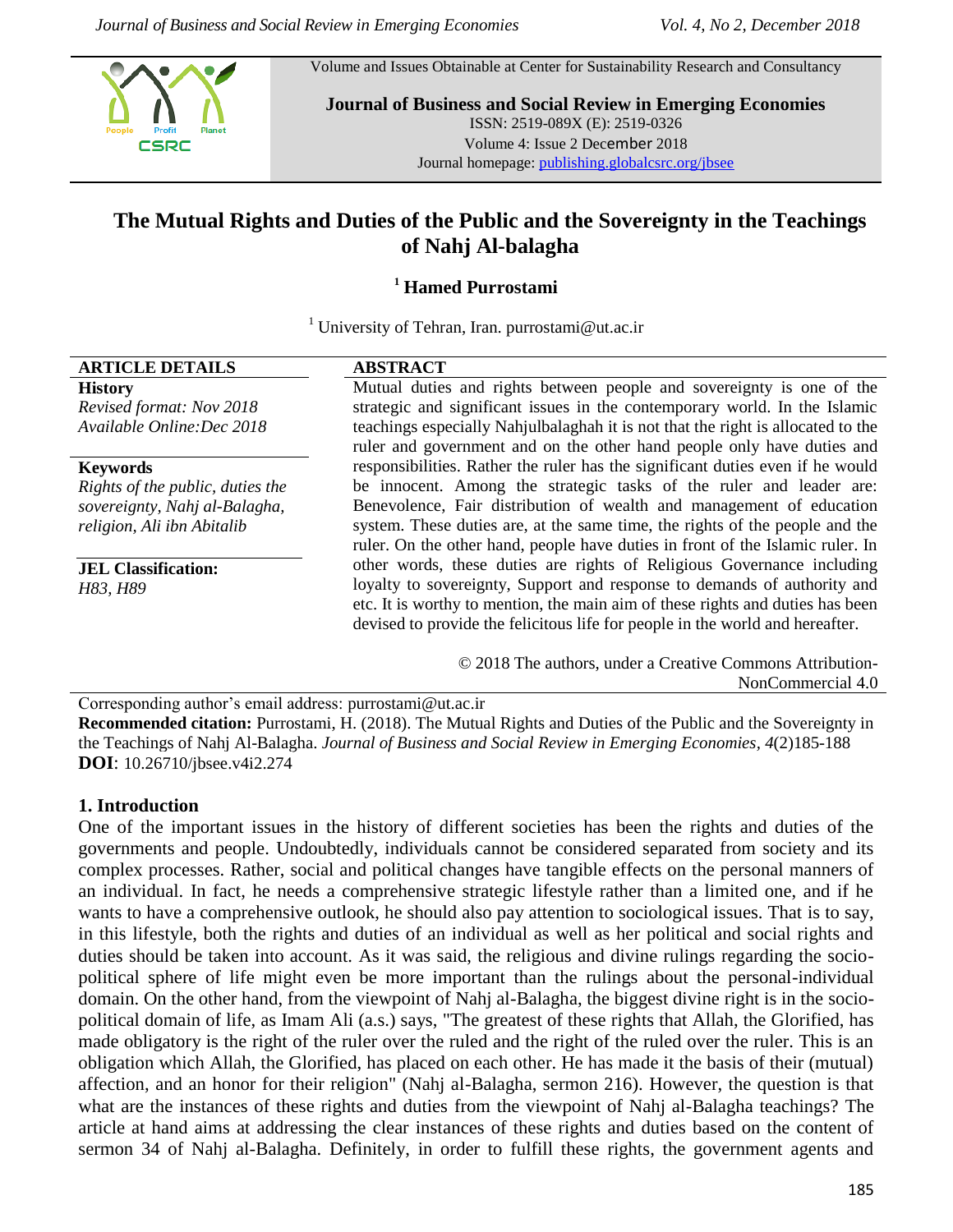Volume and Issues Obtainable at Center for Sustainability Research and Consultancy

**Journal of Business and Social Review in Emerging Economies**
ISSN: 2519-089X (E): 2519-0326
Volume 4: Issue 2 December 2018
Journal homepage: publishing.globalcsrc.org/jbsee

# The Mutual Rights and Duties of the Public and the Sovereignty in the Teachings of Nahj Al-balagha

**[1] Hamed Purrostami**

[1] University of Tehran, Iran. purrostami@ut.ac.ir

**ARTICLE DETAILS**

**History**
*Revised format: Nov 2018*
*Available Online: Dec 2018*

**Keywords**
*Rights of the public, duties the sovereignty, Nahj al-Balagha, religion, Ali ibn Abitalib*

**JEL Classification:**
*H83, H89*

**ABSTRACT**

Mutual duties and rights between people and sovereignty is one of the strategic and significant issues in the contemporary world. In the Islamic teachings especially Nahjulbalaghah it is not that the right is allocated to the ruler and government and on the other hand people only have duties and responsibilities. Rather the ruler has the significant duties even if he would be innocent. Among the strategic tasks of the ruler and leader are: Benevolence, Fair distribution of wealth and management of education system. These duties are, at the same time, the rights of the people and the ruler. On the other hand, people have duties in front of the Islamic ruler. In other words, these duties are rights of Religious Governance including loyalty to sovereignty, Support and response to demands of authority and etc. It is worthy to mention, the main aim of these rights and duties has been devised to provide the felicitous life for people in the world and hereafter.

© 2018 The authors, under a Creative Commons Attribution-NonCommercial 4.0

Corresponding author's email address: purrostami@ut.ac.ir

**Recommended citation:** Purrostami, H. (2018). The Mutual Rights and Duties of the Public and the Sovereignty in the Teachings of Nahj Al-Balagha. *Journal of Business and Social Review in Emerging Economies*, *4*(2)185-188

**DOI**: 10.26710/jbsee.v4i2.274

## 1. Introduction

One of the important issues in the history of different societies has been the rights and duties of the governments and people. Undoubtedly, individuals cannot be considered separated from society and its complex processes. Rather, social and political changes have tangible effects on the personal manners of an individual. In fact, he needs a comprehensive strategic lifestyle rather than a limited one, and if he wants to have a comprehensive outlook, he should also pay attention to sociological issues. That is to say, in this lifestyle, both the rights and duties of an individual as well as her political and social rights and duties should be taken into account. As it was said, the religious and divine rulings regarding the socio-political sphere of life might even be more important than the rulings about the personal-individual domain. On the other hand, from the viewpoint of Nahj al-Balagha, the biggest divine right is in the socio-political domain of life, as Imam Ali (a.s.) says, "The greatest of these rights that Allah, the Glorified, has made obligatory is the right of the ruler over the ruled and the right of the ruled over the ruler. This is an obligation which Allah, the Glorified, has placed on each other. He has made it the basis of their (mutual) affection, and an honor for their religion" (Nahj al-Balagha, sermon 216). However, the question is that what are the instances of these rights and duties from the viewpoint of Nahj al-Balagha teachings? The article at hand aims at addressing the clear instances of these rights and duties based on the content of sermon 34 of Nahj al-Balagha. Definitely, in order to fulfill these rights, the government agents and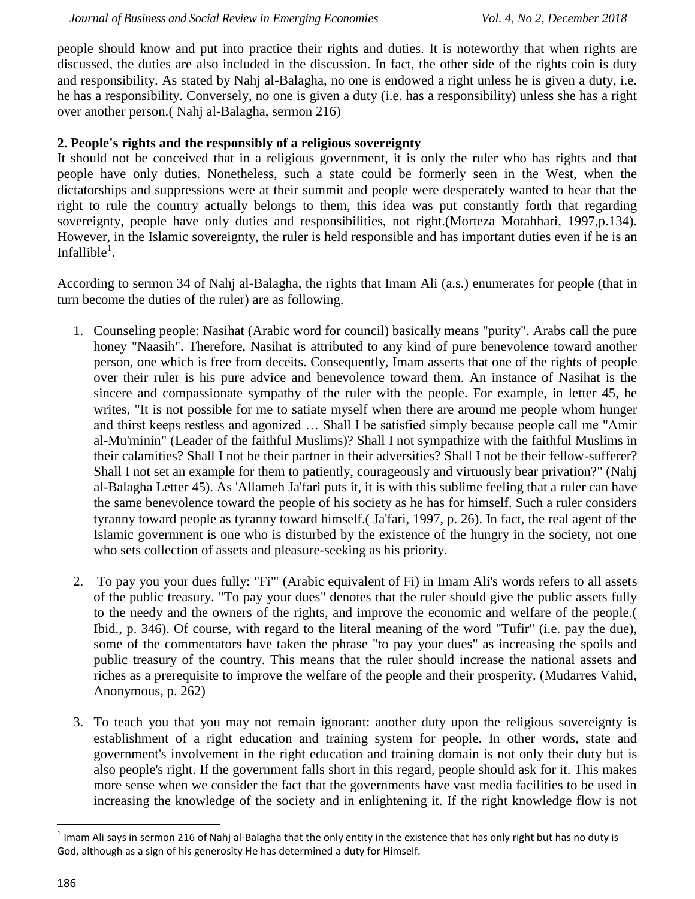people should know and put into practice their rights and duties. It is noteworthy that when rights are discussed, the duties are also included in the discussion. In fact, the other side of the rights coin is duty and responsibility. As stated by Nahj al-Balagha, no one is endowed a right unless he is given a duty, i.e. he has a responsibility. Conversely, no one is given a duty (i.e. has a responsibility) unless she has a right over another person.( Nahj al-Balagha, sermon 216)

## 2. People's rights and the responsibly of a religious sovereignty

It should not be conceived that in a religious government, it is only the ruler who has rights and that people have only duties. Nonetheless, such a state could be formerly seen in the West, when the dictatorships and suppressions were at their summit and people were desperately wanted to hear that the right to rule the country actually belongs to them, this idea was put constantly forth that regarding sovereignty, people have only duties and responsibilities, not right.(Morteza Motahhari, 1997,p.134). However, in the Islamic sovereignty, the ruler is held responsible and has important duties even if he is an Infallible[1].

According to sermon 34 of Nahj al-Balagha, the rights that Imam Ali (a.s.) enumerates for people (that in turn become the duties of the ruler) are as following.

1. Counseling people: Nasihat (Arabic word for council) basically means "purity". Arabs call the pure honey "Naasih". Therefore, Nasihat is attributed to any kind of pure benevolence toward another person, one which is free from deceits. Consequently, Imam asserts that one of the rights of people over their ruler is his pure advice and benevolence toward them. An instance of Nasihat is the sincere and compassionate sympathy of the ruler with the people. For example, in letter 45, he writes, "It is not possible for me to satiate myself when there are around me people whom hunger and thirst keeps restless and agonized … Shall I be satisfied simply because people call me "Amir al-Mu'minin" (Leader of the faithful Muslims)? Shall I not sympathize with the faithful Muslims in their calamities? Shall I not be their partner in their adversities? Shall I not be their fellow-sufferer? Shall I not set an example for them to patiently, courageously and virtuously bear privation?" (Nahj al-Balagha Letter 45). As 'Allameh Ja'fari puts it, it is with this sublime feeling that a ruler can have the same benevolence toward the people of his society as he has for himself. Such a ruler considers tyranny toward people as tyranny toward himself.( Ja'fari, 1997, p. 26). In fact, the real agent of the Islamic government is one who is disturbed by the existence of the hungry in the society, not one who sets collection of assets and pleasure-seeking as his priority.

2. To pay you your dues fully: "Fi'" (Arabic equivalent of Fi) in Imam Ali's words refers to all assets of the public treasury. "To pay your dues" denotes that the ruler should give the public assets fully to the needy and the owners of the rights, and improve the economic and welfare of the people.( Ibid., p. 346). Of course, with regard to the literal meaning of the word "Tufir" (i.e. pay the due), some of the commentators have taken the phrase "to pay your dues" as increasing the spoils and public treasury of the country. This means that the ruler should increase the national assets and riches as a prerequisite to improve the welfare of the people and their prosperity. (Mudarres Vahid, Anonymous, p. 262)

3. To teach you that you may not remain ignorant: another duty upon the religious sovereignty is establishment of a right education and training system for people. In other words, state and government's involvement in the right education and training domain is not only their duty but is also people's right. If the government falls short in this regard, people should ask for it. This makes more sense when we consider the fact that the governments have vast media facilities to be used in increasing the knowledge of the society and in enlightening it. If the right knowledge flow is not

[1] Imam Ali says in sermon 216 of Nahj al-Balagha that the only entity in the existence that has only right but has no duty is God, although as a sign of his generosity He has determined a duty for Himself.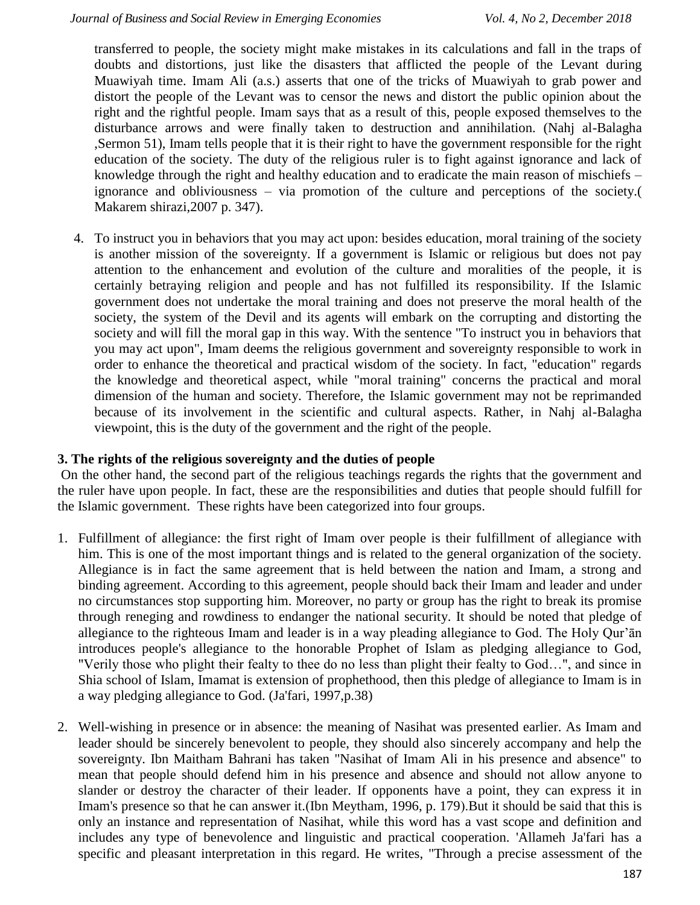transferred to people, the society might make mistakes in its calculations and fall in the traps of doubts and distortions, just like the disasters that afflicted the people of the Levant during Muawiyah time. Imam Ali (a.s.) asserts that one of the tricks of Muawiyah to grab power and distort the people of the Levant was to censor the news and distort the public opinion about the right and the rightful people. Imam says that as a result of this, people exposed themselves to the disturbance arrows and were finally taken to destruction and annihilation. (Nahj al-Balagha ,Sermon 51), Imam tells people that it is their right to have the government responsible for the right education of the society. The duty of the religious ruler is to fight against ignorance and lack of knowledge through the right and healthy education and to eradicate the main reason of mischiefs – ignorance and obliviousness – via promotion of the culture and perceptions of the society.( Makarem shirazi,2007 p. 347).

4. To instruct you in behaviors that you may act upon: besides education, moral training of the society is another mission of the sovereignty. If a government is Islamic or religious but does not pay attention to the enhancement and evolution of the culture and moralities of the people, it is certainly betraying religion and people and has not fulfilled its responsibility. If the Islamic government does not undertake the moral training and does not preserve the moral health of the society, the system of the Devil and its agents will embark on the corrupting and distorting the society and will fill the moral gap in this way. With the sentence "To instruct you in behaviors that you may act upon", Imam deems the religious government and sovereignty responsible to work in order to enhance the theoretical and practical wisdom of the society. In fact, "education" regards the knowledge and theoretical aspect, while "moral training" concerns the practical and moral dimension of the human and society. Therefore, the Islamic government may not be reprimanded because of its involvement in the scientific and cultural aspects. Rather, in Nahj al-Balagha viewpoint, this is the duty of the government and the right of the people.

### 3. The rights of the religious sovereignty and the duties of people

On the other hand, the second part of the religious teachings regards the rights that the government and the ruler have upon people. In fact, these are the responsibilities and duties that people should fulfill for the Islamic government. These rights have been categorized into four groups.

1. Fulfillment of allegiance: the first right of Imam over people is their fulfillment of allegiance with him. This is one of the most important things and is related to the general organization of the society. Allegiance is in fact the same agreement that is held between the nation and Imam, a strong and binding agreement. According to this agreement, people should back their Imam and leader and under no circumstances stop supporting him. Moreover, no party or group has the right to break its promise through reneging and rowdiness to endanger the national security. It should be noted that pledge of allegiance to the righteous Imam and leader is in a way pleading allegiance to God. The Holy Qur'ān introduces people's allegiance to the honorable Prophet of Islam as pledging allegiance to God, "Verily those who plight their fealty to thee do no less than plight their fealty to God…", and since in Shia school of Islam, Imamat is extension of prophethood, then this pledge of allegiance to Imam is in a way pledging allegiance to God. (Ja'fari, 1997,p.38)

2. Well-wishing in presence or in absence: the meaning of Nasihat was presented earlier. As Imam and leader should be sincerely benevolent to people, they should also sincerely accompany and help the sovereignty. Ibn Maitham Bahrani has taken "Nasihat of Imam Ali in his presence and absence" to mean that people should defend him in his presence and absence and should not allow anyone to slander or destroy the character of their leader. If opponents have a point, they can express it in Imam's presence so that he can answer it.(Ibn Meytham, 1996, p. 179).But it should be said that this is only an instance and representation of Nasihat, while this word has a vast scope and definition and includes any type of benevolence and linguistic and practical cooperation. 'Allameh Ja'fari has a specific and pleasant interpretation in this regard. He writes, "Through a precise assessment of the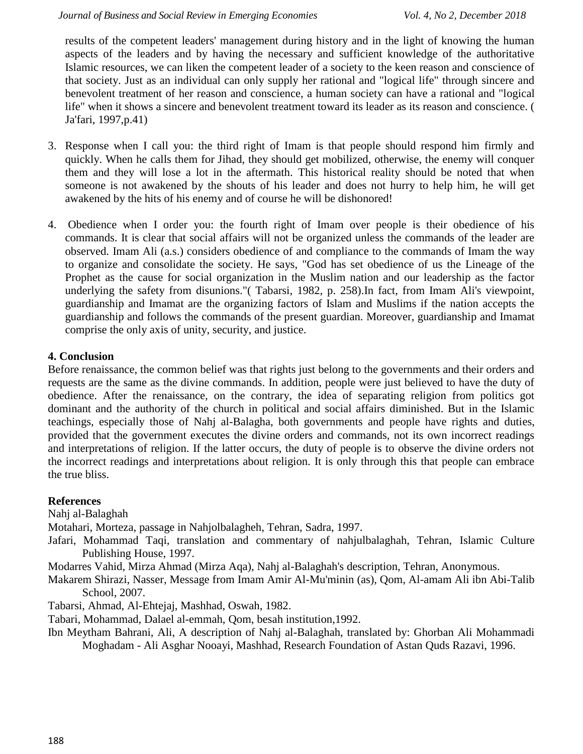results of the competent leaders' management during history and in the light of knowing the human aspects of the leaders and by having the necessary and sufficient knowledge of the authoritative Islamic resources, we can liken the competent leader of a society to the keen reason and conscience of that society. Just as an individual can only supply her rational and "logical life" through sincere and benevolent treatment of her reason and conscience, a human society can have a rational and "logical life" when it shows a sincere and benevolent treatment toward its leader as its reason and conscience. ( Ja'fari, 1997,p.41)

3. Response when I call you: the third right of Imam is that people should respond him firmly and quickly. When he calls them for Jihad, they should get mobilized, otherwise, the enemy will conquer them and they will lose a lot in the aftermath. This historical reality should be noted that when someone is not awakened by the shouts of his leader and does not hurry to help him, he will get awakened by the hits of his enemy and of course he will be dishonored!

4. Obedience when I order you: the fourth right of Imam over people is their obedience of his commands. It is clear that social affairs will not be organized unless the commands of the leader are observed. Imam Ali (a.s.) considers obedience of and compliance to the commands of Imam the way to organize and consolidate the society. He says, "God has set obedience of us the Lineage of the Prophet as the cause for social organization in the Muslim nation and our leadership as the factor underlying the safety from disunions."( Tabarsi, 1982, p. 258).In fact, from Imam Ali's viewpoint, guardianship and Imamat are the organizing factors of Islam and Muslims if the nation accepts the guardianship and follows the commands of the present guardian. Moreover, guardianship and Imamat comprise the only axis of unity, security, and justice.

## 4. Conclusion

Before renaissance, the common belief was that rights just belong to the governments and their orders and requests are the same as the divine commands. In addition, people were just believed to have the duty of obedience. After the renaissance, on the contrary, the idea of separating religion from politics got dominant and the authority of the church in political and social affairs diminished. But in the Islamic teachings, especially those of Nahj al-Balagha, both governments and people have rights and duties, provided that the government executes the divine orders and commands, not its own incorrect readings and interpretations of religion. If the latter occurs, the duty of people is to observe the divine orders not the incorrect readings and interpretations about religion. It is only through this that people can embrace the true bliss.

## References

Nahj al-Balaghah

Motahari, Morteza, passage in Nahjolbalagheh, Tehran, Sadra, 1997.

Jafari, Mohammad Taqi, translation and commentary of nahjulbalaghah, Tehran, Islamic Culture Publishing House, 1997.

Modarres Vahid, Mirza Ahmad (Mirza Aqa), Nahj al-Balaghah's description, Tehran, Anonymous.

Makarem Shirazi, Nasser, Message from Imam Amir Al-Mu'minin (as), Qom, Al-amam Ali ibn Abi-Talib School, 2007.

Tabarsi, Ahmad, Al-Ehtejaj, Mashhad, Oswah, 1982.

Tabari, Mohammad, Dalael al-emmah, Qom, besah institution,1992.

Ibn Meytham Bahrani, Ali, A description of Nahj al-Balaghah, translated by: Ghorban Ali Mohammadi Moghadam - Ali Asghar Nooayi, Mashhad, Research Foundation of Astan Quds Razavi, 1996.